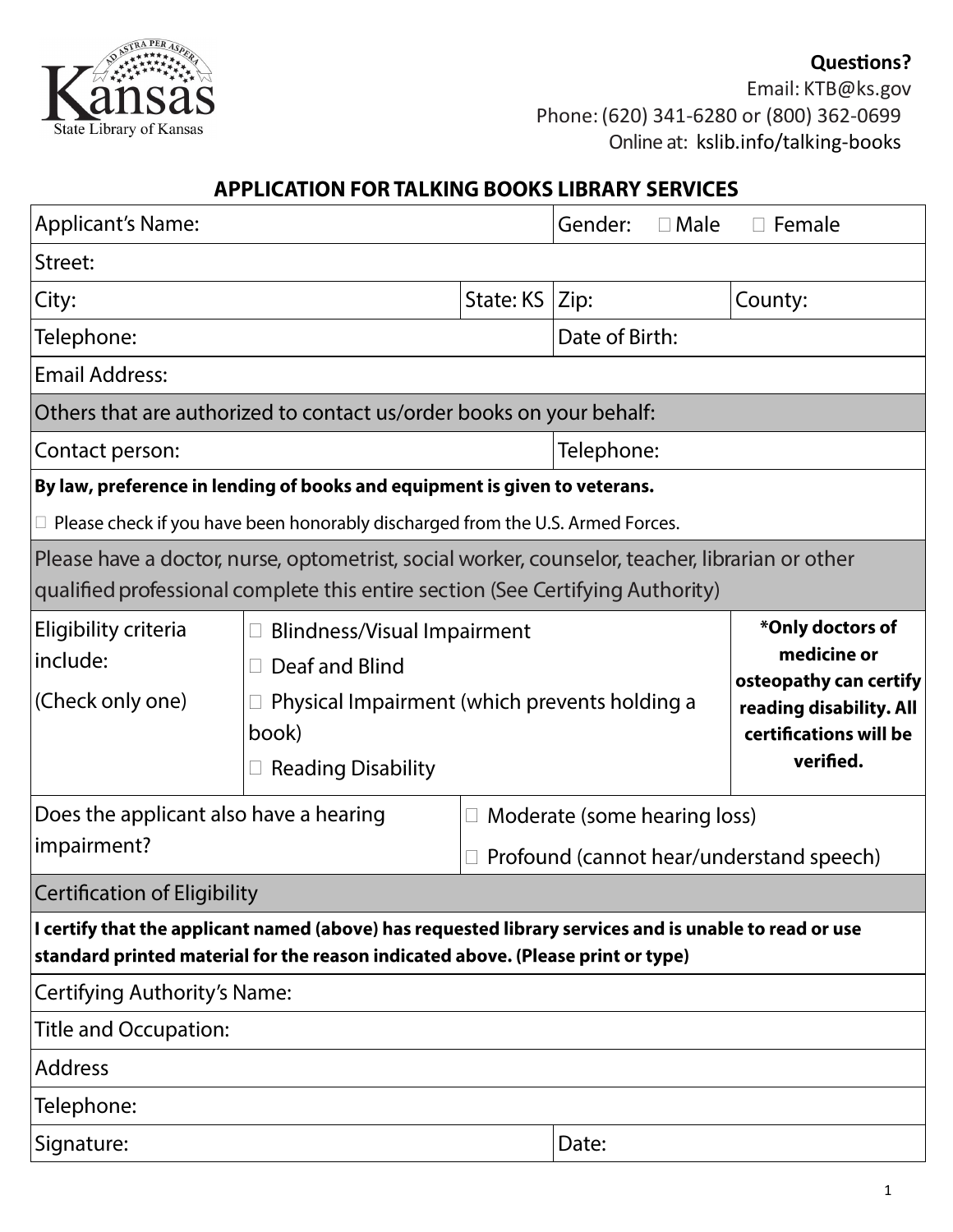Kansas
State Library of Kansas

**Questions?**
Email: KTB@ks.gov
Phone: (620) 341-6280 or (800) 362-0699
Online at: kslib.info/talking-books

## APPLICATION FOR TALKING BOOKS LIBRARY SERVICES

| Applicant's Name: | | Gender: ☐ Male ☐ Female | |
|---|---|---|---|
| Street: | | | |
| City: | State: KS | Zip: | County: |
| Telephone: | | Date of Birth: | |
| Email Address: | | | |
| Others that are authorized to contact us/order books on your behalf: | | | |
| Contact person: | | Telephone: | |

**By law, preference in lending of books and equipment is given to veterans.**

☐ Please check if you have been honorably discharged from the U.S. Armed Forces.

Please have a doctor, nurse, optometrist, social worker, counselor, teacher, librarian or other qualified professional complete this entire section (See Certifying Authority)

| Eligibility criteria include: (Check only one) | ☐ Blindness/Visual Impairment<br>☐ Deaf and Blind<br>☐ Physical Impairment (which prevents holding a book)<br>☐ Reading Disability | **\*Only doctors of medicine or osteopathy can certify reading disability. All certifications will be verified.** |
|---|---|---|
| Does the applicant also have a hearing impairment? | ☐ Moderate (some hearing loss)<br>☐ Profound (cannot hear/understand speech) | |

### Certification of Eligibility

**I certify that the applicant named (above) has requested library services and is unable to read or use standard printed material for the reason indicated above. (Please print or type)**

| Certifying Authority's Name: | |
|---|---|
| Title and Occupation: | |
| Address | |
| Telephone: | |
| Signature: | Date: |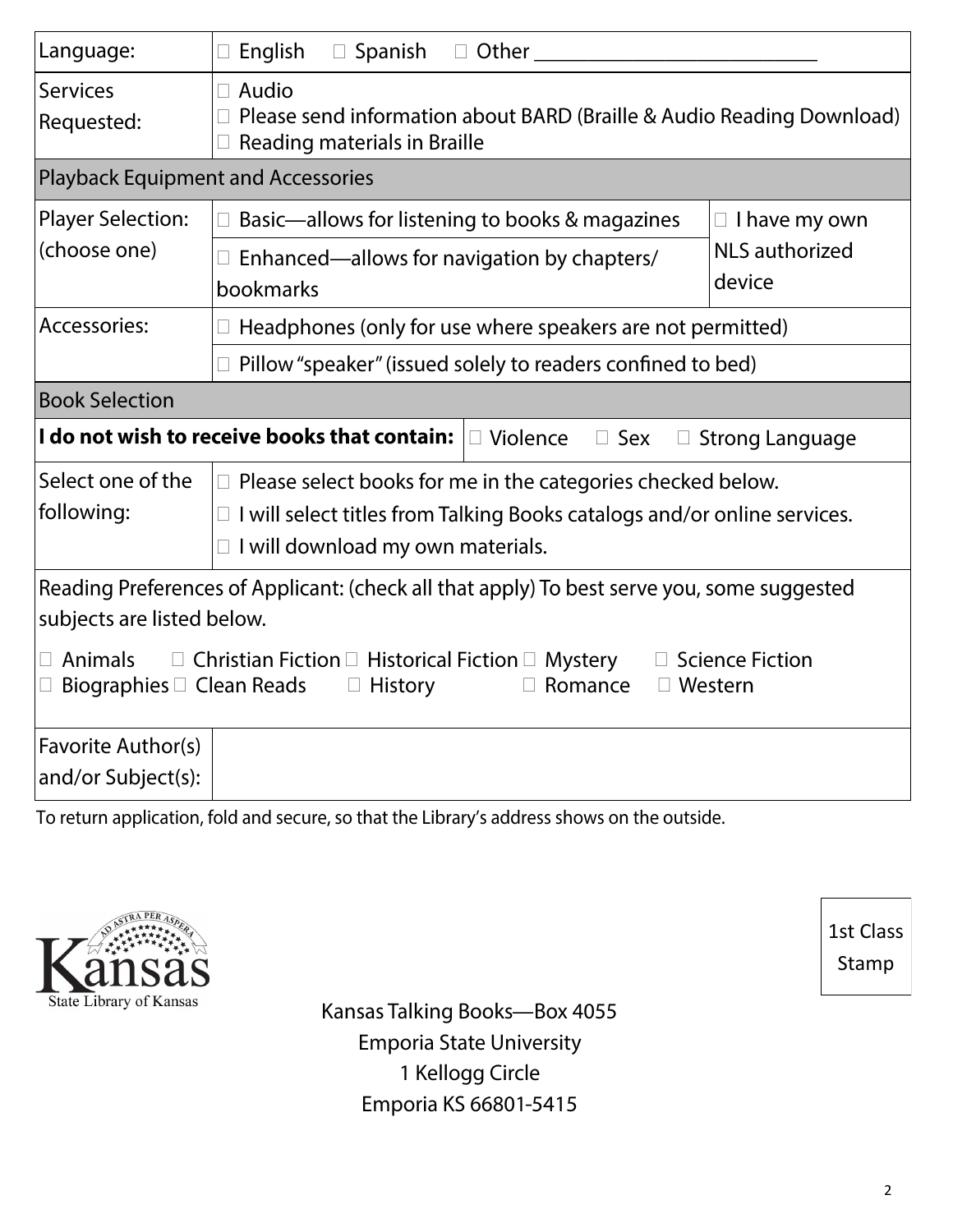| Language: | ☐ English ☐ Spanish ☐ Other ___________________________ | |
|---|---|---|
| Services Requested: | ☐ Audio<br>☐ Please send information about BARD (Braille & Audio Reading Download)<br>☐ Reading materials in Braille | |
| **Playback Equipment and Accessories** | | |
| Player Selection: (choose one) | ☐ Basic—allows for listening to books & magazines | ☐ I have my own NLS authorized device |
| | ☐ Enhanced—allows for navigation by chapters/ bookmarks | |
| Accessories: | ☐ Headphones (only for use where speakers are not permitted) | |
| | ☐ Pillow "speaker" (issued solely to readers confined to bed) | |

| Book Selection | |
|---|---|
| **I do not wish to receive books that contain:** | ☐ Violence ☐ Sex ☐ Strong Language |
| Select one of the following: | ☐ Please select books for me in the categories checked below.<br>☐ I will select titles from Talking Books catalogs and/or online services.<br>☐ I will download my own materials. |

Reading Preferences of Applicant: (check all that apply) To best serve you, some suggested subjects are listed below.

☐ Animals ☐ Christian Fiction ☐ Historical Fiction ☐ Mystery ☐ Science Fiction
☐ Biographies ☐ Clean Reads ☐ History ☐ Romance ☐ Western

| Favorite Author(s) and/or Subject(s): | |
|---|---|

To return application, fold and secure, so that the Library's address shows on the outside.

Kansas
State Library of Kansas

1st Class Stamp

Kansas Talking Books—Box 4055
Emporia State University
1 Kellogg Circle
Emporia KS 66801-5415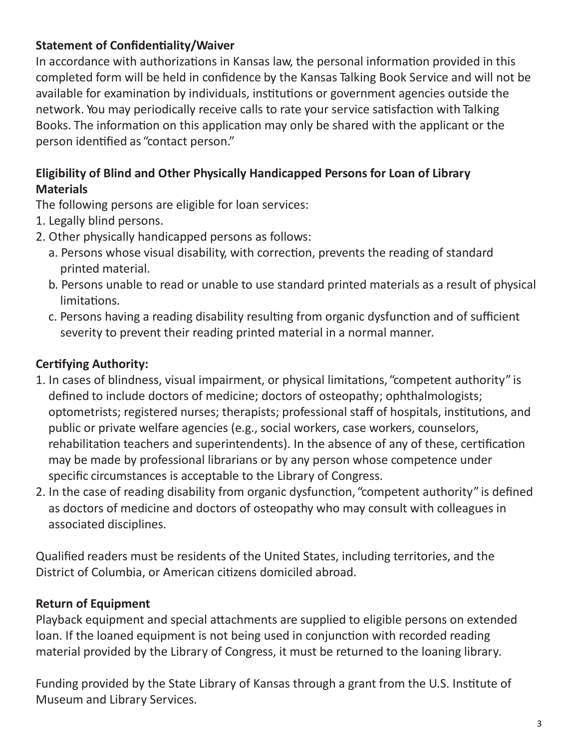**Statement of Confidentiality/Waiver**

In accordance with authorizations in Kansas law, the personal information provided in this completed form will be held in confidence by the Kansas Talking Book Service and will not be available for examination by individuals, institutions or government agencies outside the network. You may periodically receive calls to rate your service satisfaction with Talking Books. The information on this application may only be shared with the applicant or the person identified as "contact person."

**Eligibility of Blind and Other Physically Handicapped Persons for Loan of Library Materials**

The following persons are eligible for loan services:

1. Legally blind persons.
2. Other physically handicapped persons as follows:
   a. Persons whose visual disability, with correction, prevents the reading of standard printed material.
   b. Persons unable to read or unable to use standard printed materials as a result of physical limitations.
   c. Persons having a reading disability resulting from organic dysfunction and of sufficient severity to prevent their reading printed material in a normal manner.

**Certifying Authority:**

1. In cases of blindness, visual impairment, or physical limitations, "competent authority" is defined to include doctors of medicine; doctors of osteopathy; ophthalmologists; optometrists; registered nurses; therapists; professional staff of hospitals, institutions, and public or private welfare agencies (e.g., social workers, case workers, counselors, rehabilitation teachers and superintendents). In the absence of any of these, certification may be made by professional librarians or by any person whose competence under specific circumstances is acceptable to the Library of Congress.
2. In the case of reading disability from organic dysfunction, "competent authority" is defined as doctors of medicine and doctors of osteopathy who may consult with colleagues in associated disciplines.

Qualified readers must be residents of the United States, including territories, and the District of Columbia, or American citizens domiciled abroad.

**Return of Equipment**

Playback equipment and special attachments are supplied to eligible persons on extended loan. If the loaned equipment is not being used in conjunction with recorded reading material provided by the Library of Congress, it must be returned to the loaning library.

Funding provided by the State Library of Kansas through a grant from the U.S. Institute of Museum and Library Services.